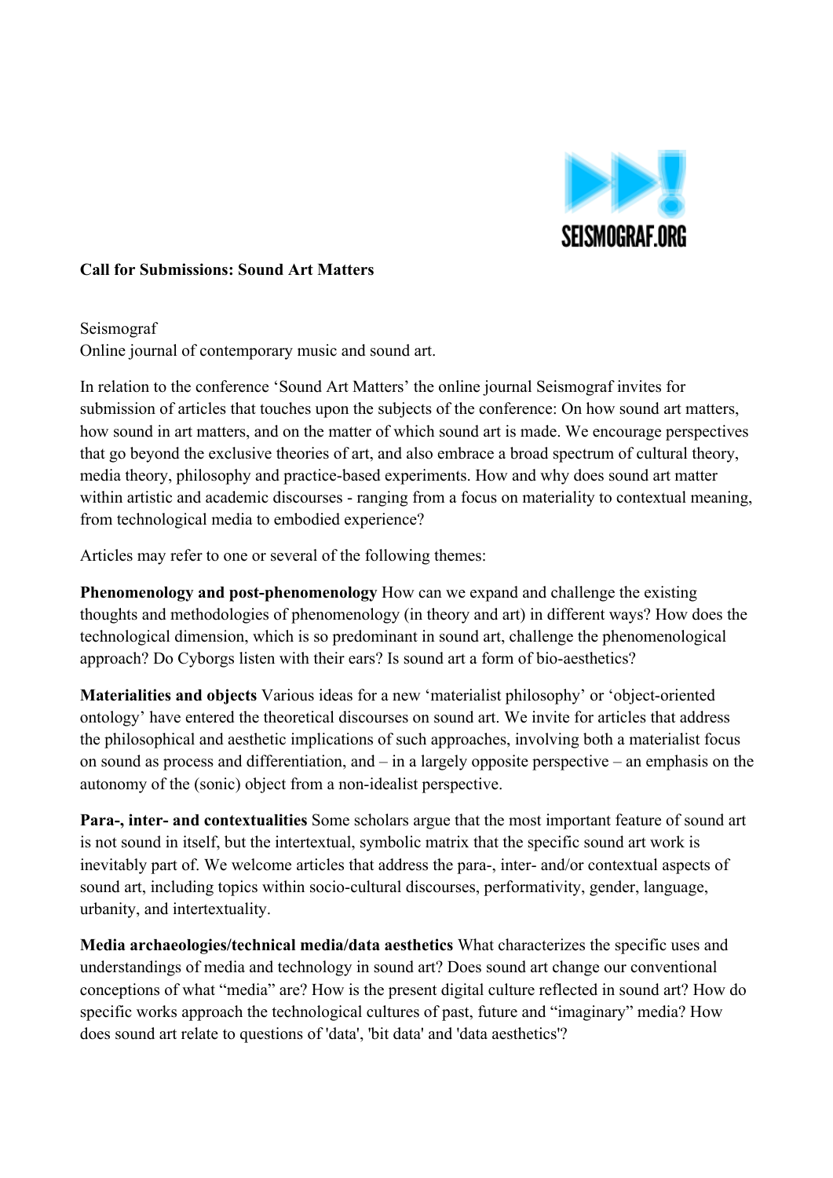**Call for Submissions: Sound Art Matters**

Seismograf
Online journal of contemporary music and sound art.

In relation to the conference 'Sound Art Matters' the online journal Seismograf invites for submission of articles that touches upon the subjects of the conference: On how sound art matters, how sound in art matters, and on the matter of which sound art is made. We encourage perspectives that go beyond the exclusive theories of art, and also embrace a broad spectrum of cultural theory, media theory, philosophy and practice-based experiments. How and why does sound art matter within artistic and academic discourses - ranging from a focus on materiality to contextual meaning, from technological media to embodied experience?

Articles may refer to one or several of the following themes:

**Phenomenology and post-phenomenology** How can we expand and challenge the existing thoughts and methodologies of phenomenology (in theory and art) in different ways? How does the technological dimension, which is so predominant in sound art, challenge the phenomenological approach? Do Cyborgs listen with their ears? Is sound art a form of bio-aesthetics?

**Materialities and objects** Various ideas for a new 'materialist philosophy' or 'object-oriented ontology' have entered the theoretical discourses on sound art. We invite for articles that address the philosophical and aesthetic implications of such approaches, involving both a materialist focus on sound as process and differentiation, and – in a largely opposite perspective – an emphasis on the autonomy of the (sonic) object from a non-idealist perspective.

**Para-, inter- and contextualities** Some scholars argue that the most important feature of sound art is not sound in itself, but the intertextual, symbolic matrix that the specific sound art work is inevitably part of. We welcome articles that address the para-, inter- and/or contextual aspects of sound art, including topics within socio-cultural discourses, performativity, gender, language, urbanity, and intertextuality.

**Media archaeologies/technical media/data aesthetics** What characterizes the specific uses and understandings of media and technology in sound art? Does sound art change our conventional conceptions of what "media" are? How is the present digital culture reflected in sound art? How do specific works approach the technological cultures of past, future and "imaginary" media? How does sound art relate to questions of 'data', 'bit data' and 'data aesthetics'?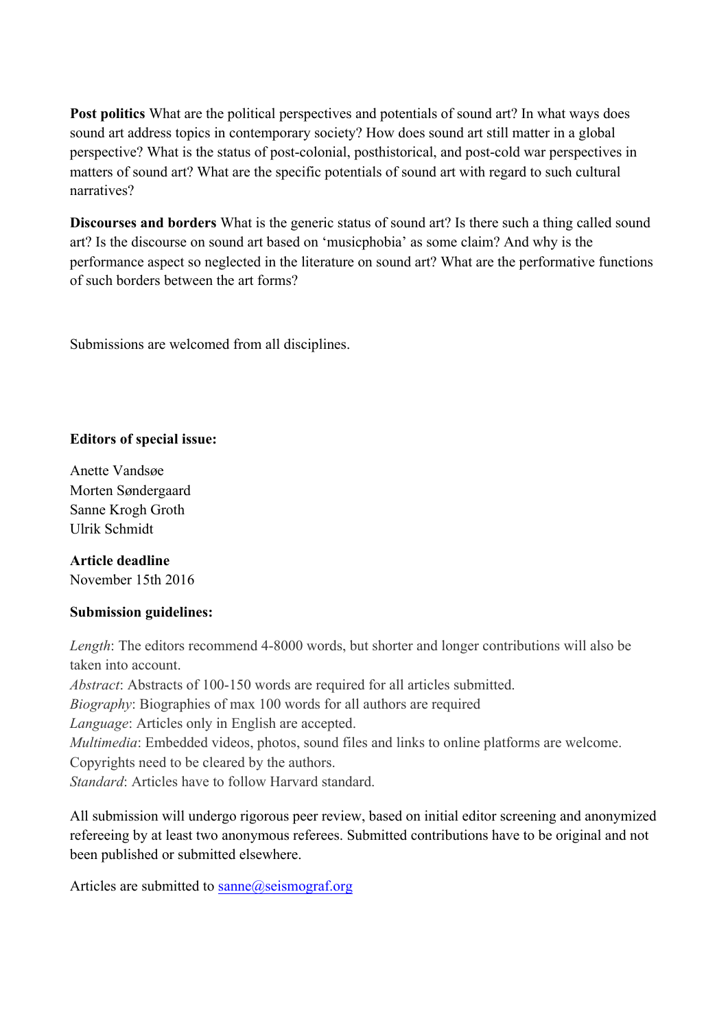**Post politics** What are the political perspectives and potentials of sound art? In what ways does sound art address topics in contemporary society? How does sound art still matter in a global perspective? What is the status of post-colonial, posthistorical, and post-cold war perspectives in matters of sound art? What are the specific potentials of sound art with regard to such cultural narratives?

**Discourses and borders** What is the generic status of sound art? Is there such a thing called sound art? Is the discourse on sound art based on 'musicphobia' as some claim? And why is the performance aspect so neglected in the literature on sound art? What are the performative functions of such borders between the art forms?

Submissions are welcomed from all disciplines.

**Editors of special issue:**

Anette Vandsøe
Morten Søndergaard
Sanne Krogh Groth
Ulrik Schmidt

**Article deadline**
November 15th 2016

**Submission guidelines:**

*Length*: The editors recommend 4-8000 words, but shorter and longer contributions will also be taken into account.
*Abstract*: Abstracts of 100-150 words are required for all articles submitted.
*Biography*: Biographies of max 100 words for all authors are required
*Language*: Articles only in English are accepted.
*Multimedia*: Embedded videos, photos, sound files and links to online platforms are welcome. Copyrights need to be cleared by the authors.
*Standard*: Articles have to follow Harvard standard.

All submission will undergo rigorous peer review, based on initial editor screening and anonymized refereeing by at least two anonymous referees. Submitted contributions have to be original and not been published or submitted elsewhere.

Articles are submitted to sanne@seismograf.org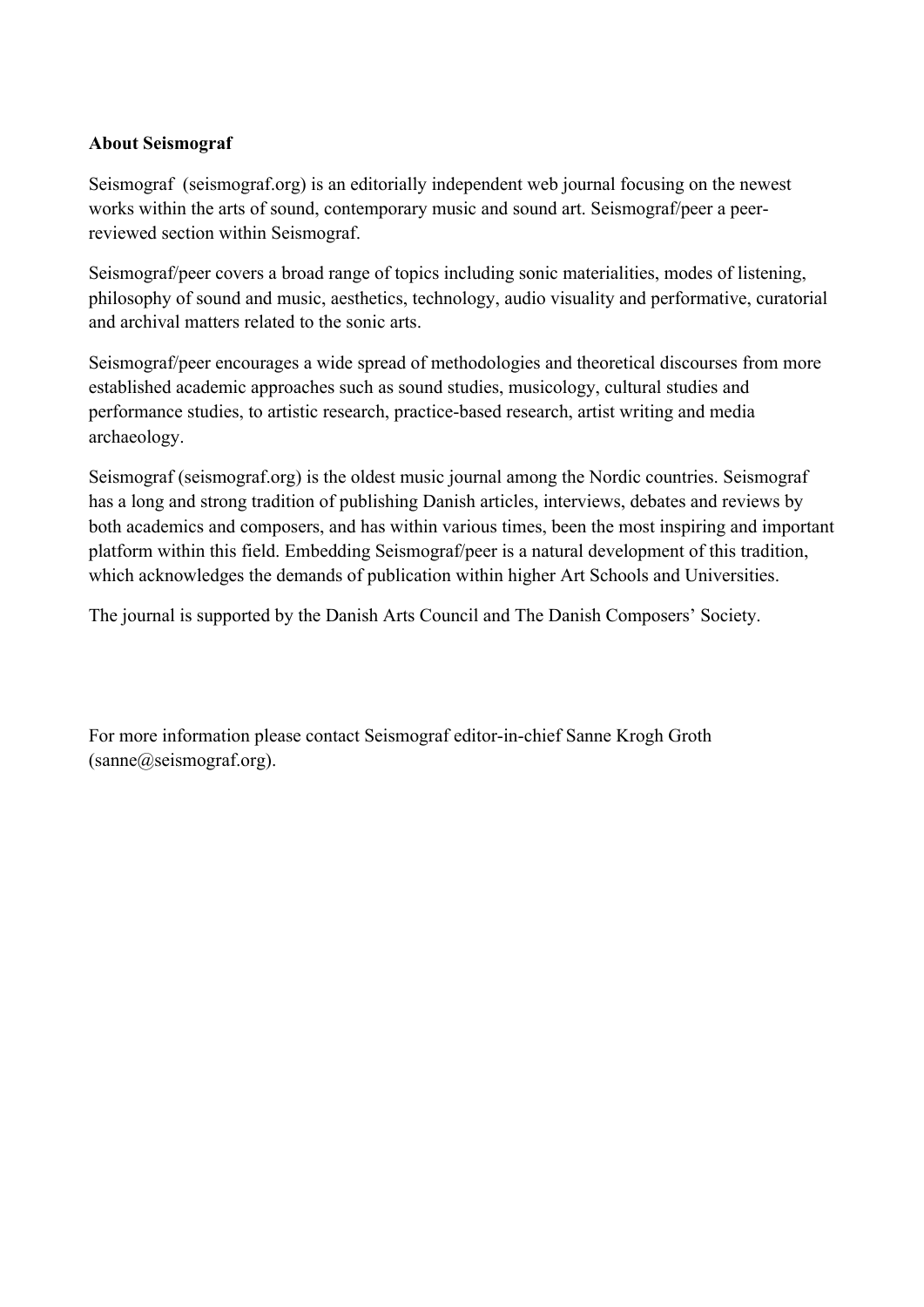**About Seismograf**

Seismograf  (seismograf.org) is an editorially independent web journal focusing on the newest works within the arts of sound, contemporary music and sound art. Seismograf/peer a peer-reviewed section within Seismograf.

Seismograf/peer covers a broad range of topics including sonic materialities, modes of listening, philosophy of sound and music, aesthetics, technology, audio visuality and performative, curatorial and archival matters related to the sonic arts.

Seismograf/peer encourages a wide spread of methodologies and theoretical discourses from more established academic approaches such as sound studies, musicology, cultural studies and performance studies, to artistic research, practice-based research, artist writing and media archaeology.

Seismograf (seismograf.org) is the oldest music journal among the Nordic countries. Seismograf has a long and strong tradition of publishing Danish articles, interviews, debates and reviews by both academics and composers, and has within various times, been the most inspiring and important platform within this field. Embedding Seismograf/peer is a natural development of this tradition, which acknowledges the demands of publication within higher Art Schools and Universities.

The journal is supported by the Danish Arts Council and The Danish Composers' Society.

For more information please contact Seismograf editor-in-chief Sanne Krogh Groth (sanne@seismograf.org).